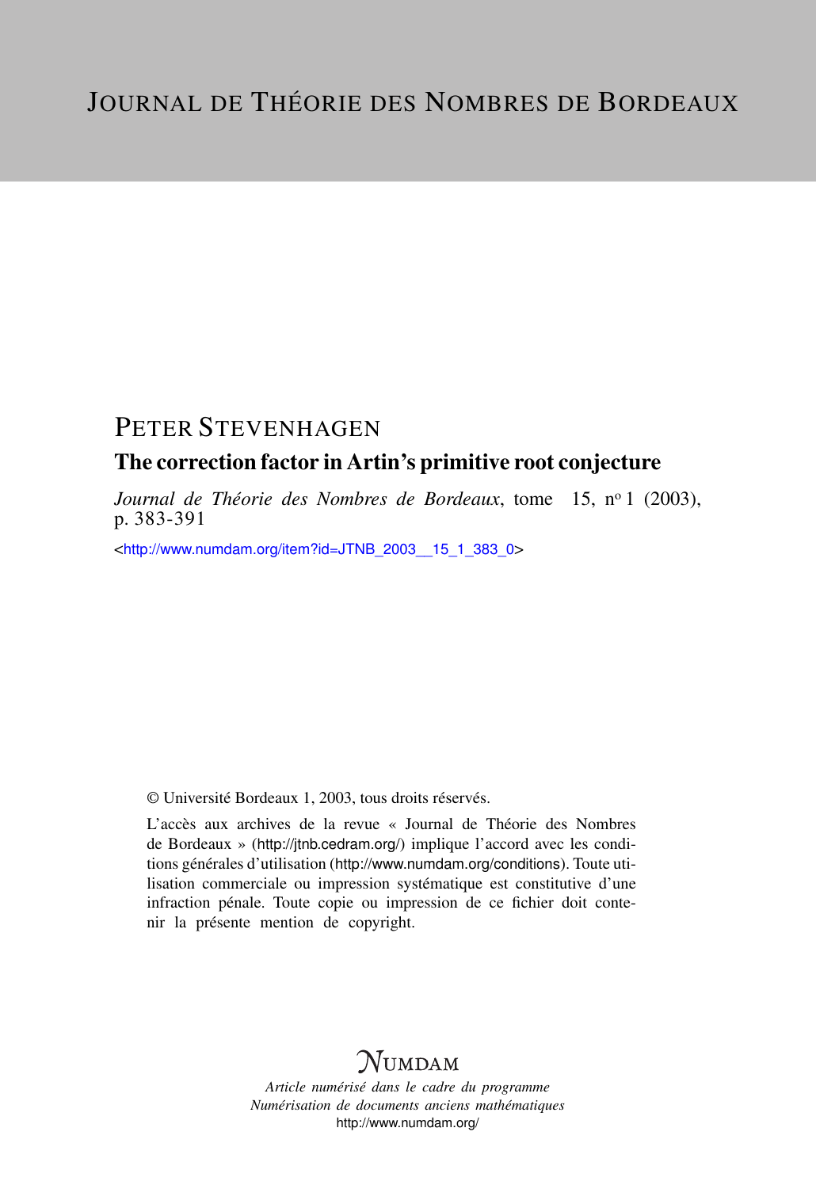# Journal de Théorie des Nombres de Bordeaux

## Peter Stevenhagen

### The correction factor in Artin's primitive root conjecture

*Journal de Théorie des Nombres de Bordeaux*, tome 15, n° 1 (2003), p. 383-391

<http://www.numdam.org/item?id=JTNB_2003__15_1_383_0>

© Université Bordeaux 1, 2003, tous droits réservés.

L'accès aux archives de la revue « Journal de Théorie des Nombres de Bordeaux » (http://jtnb.cedram.org/) implique l'accord avec les conditions générales d'utilisation (http://www.numdam.org/conditions). Toute utilisation commerciale ou impression systématique est constitutive d'une infraction pénale. Toute copie ou impression de ce fichier doit contenir la présente mention de copyright.

NUMDAM

*Article numérisé dans le cadre du programme*
*Numérisation de documents anciens mathématiques*
http://www.numdam.org/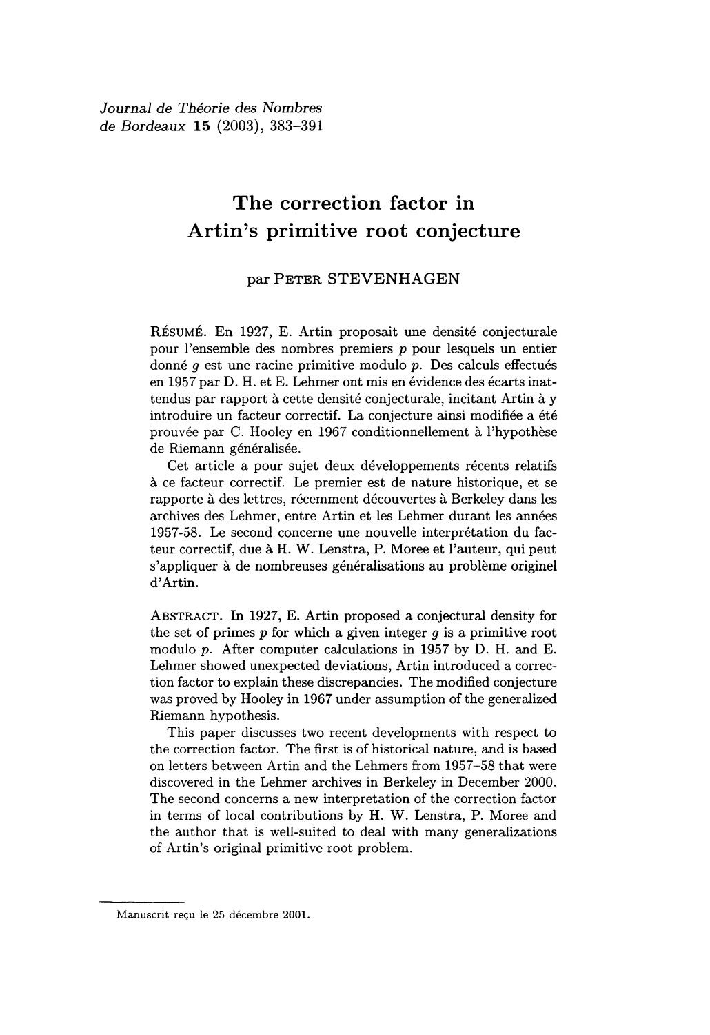# The correction factor in Artin's primitive root conjecture

par PETER STEVENHAGEN

RÉSUMÉ. En 1927, E. Artin proposait une densité conjecturale pour l'ensemble des nombres premiers $p$ pour lesquels un entier donné $g$ est une racine primitive modulo $p$. Des calculs effectués en 1957 par D. H. et E. Lehmer ont mis en évidence des écarts inattendus par rapport à cette densité conjecturale, incitant Artin à y introduire un facteur correctif. La conjecture ainsi modifiée a été prouvée par C. Hooley en 1967 conditionnellement à l'hypothèse de Riemann généralisée.

Cet article a pour sujet deux développements récents relatifs à ce facteur correctif. Le premier est de nature historique, et se rapporte à des lettres, récemment découvertes à Berkeley dans les archives des Lehmer, entre Artin et les Lehmer durant les années 1957-58. Le second concerne une nouvelle interprétation du facteur correctif, due à H. W. Lenstra, P. Moree et l'auteur, qui peut s'appliquer à de nombreuses généralisations au problème originel d'Artin.

ABSTRACT. In 1927, E. Artin proposed a conjectural density for the set of primes $p$ for which a given integer $g$ is a primitive root modulo $p$. After computer calculations in 1957 by D. H. and E. Lehmer showed unexpected deviations, Artin introduced a correction factor to explain these discrepancies. The modified conjecture was proved by Hooley in 1967 under assumption of the generalized Riemann hypothesis.

This paper discusses two recent developments with respect to the correction factor. The first is of historical nature, and is based on letters between Artin and the Lehmers from 1957–58 that were discovered in the Lehmer archives in Berkeley in December 2000. The second concerns a new interpretation of the correction factor in terms of local contributions by H. W. Lenstra, P. Moree and the author that is well-suited to deal with many generalizations of Artin's original primitive root problem.

---

Manuscrit reçu le 25 décembre 2001.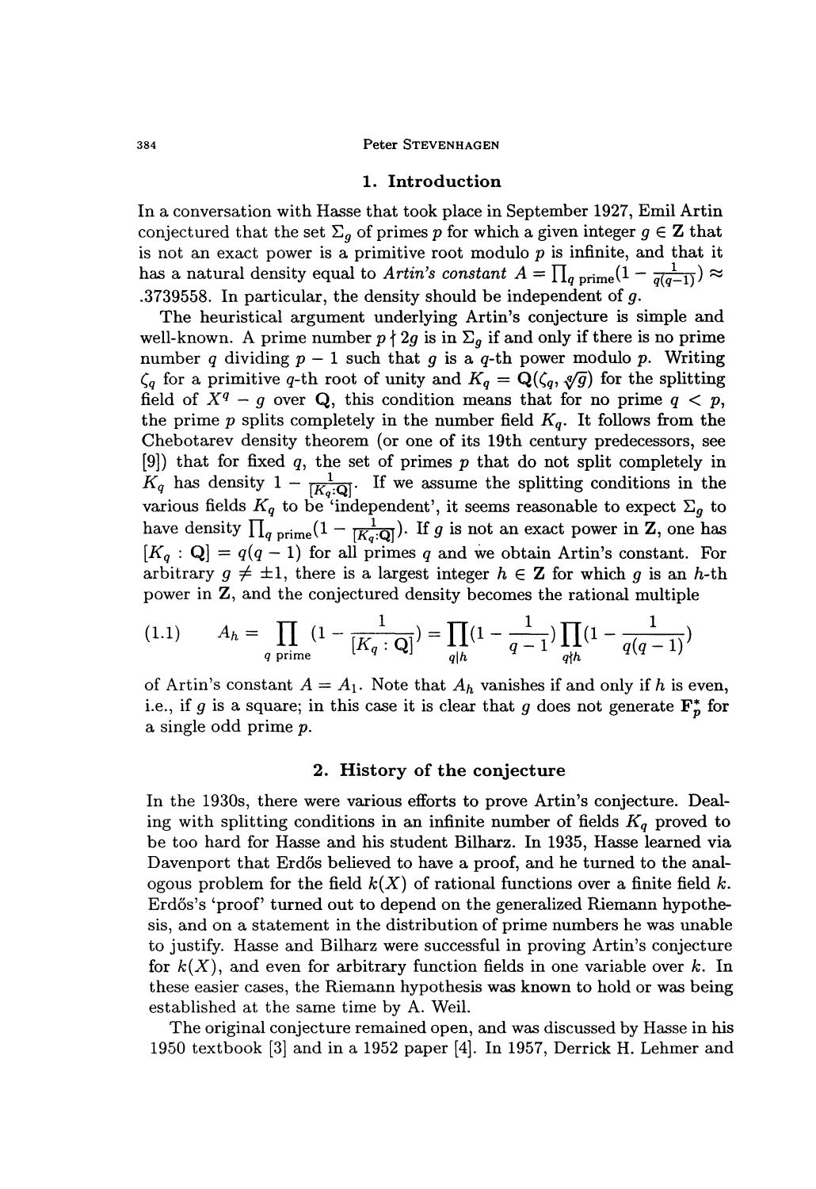## 1. Introduction

In a conversation with Hasse that took place in September 1927, Emil Artin conjectured that the set $\Sigma_g$ of primes $p$ for which a given integer $g \in \mathbf{Z}$ that is not an exact power is a primitive root modulo $p$ is infinite, and that it has a natural density equal to *Artin's constant* $A = \prod_{q \text{ prime}}(1 - \frac{1}{q(q-1)}) \approx .3739558$. In particular, the density should be independent of $g$.

The heuristical argument underlying Artin's conjecture is simple and well-known. A prime number $p \nmid 2g$ is in $\Sigma_g$ if and only if there is no prime number $q$ dividing $p-1$ such that $g$ is a $q$-th power modulo $p$. Writing $\zeta_q$ for a primitive $q$-th root of unity and $K_q = \mathbf{Q}(\zeta_q, \sqrt[q]{g})$ for the splitting field of $X^q - g$ over $\mathbf{Q}$, this condition means that for no prime $q < p$, the prime $p$ splits completely in the number field $K_q$. It follows from the Chebotarev density theorem (or one of its 19th century predecessors, see [9]) that for fixed $q$, the set of primes $p$ that do not split completely in $K_q$ has density $1 - \frac{1}{[K_q:\mathbf{Q}]}$. If we assume the splitting conditions in the various fields $K_q$ to be 'independent', it seems reasonable to expect $\Sigma_g$ to have density $\prod_{q \text{ prime}}(1 - \frac{1}{[K_q:\mathbf{Q}]})$. If $g$ is not an exact power in $\mathbf{Z}$, one has $[K_q : \mathbf{Q}] = q(q-1)$ for all primes $q$ and we obtain Artin's constant. For arbitrary $g \neq \pm 1$, there is a largest integer $h \in \mathbf{Z}$ for which $g$ is an $h$-th power in $\mathbf{Z}$, and the conjectured density becomes the rational multiple

$$
(1.1) \qquad A_h = \prod_{q \text{ prime}} (1 - \frac{1}{[K_q : \mathbf{Q}]}) = \prod_{q|h}(1 - \frac{1}{q-1}) \prod_{q \nmid h}(1 - \frac{1}{q(q-1)})
$$

of Artin's constant $A = A_1$. Note that $A_h$ vanishes if and only if $h$ is even, i.e., if $g$ is a square; in this case it is clear that $g$ does not generate $\mathbf{F}_p^*$ for a single odd prime $p$.

## 2. History of the conjecture

In the 1930s, there were various efforts to prove Artin's conjecture. Dealing with splitting conditions in an infinite number of fields $K_q$ proved to be too hard for Hasse and his student Bilharz. In 1935, Hasse learned via Davenport that Erdős believed to have a proof, and he turned to the analogous problem for the field $k(X)$ of rational functions over a finite field $k$. Erdős's 'proof' turned out to depend on the generalized Riemann hypothesis, and on a statement in the distribution of prime numbers he was unable to justify. Hasse and Bilharz were successful in proving Artin's conjecture for $k(X)$, and even for arbitrary function fields in one variable over $k$. In these easier cases, the Riemann hypothesis was known to hold or was being established at the same time by A. Weil.

The original conjecture remained open, and was discussed by Hasse in his 1950 textbook [3] and in a 1952 paper [4]. In 1957, Derrick H. Lehmer and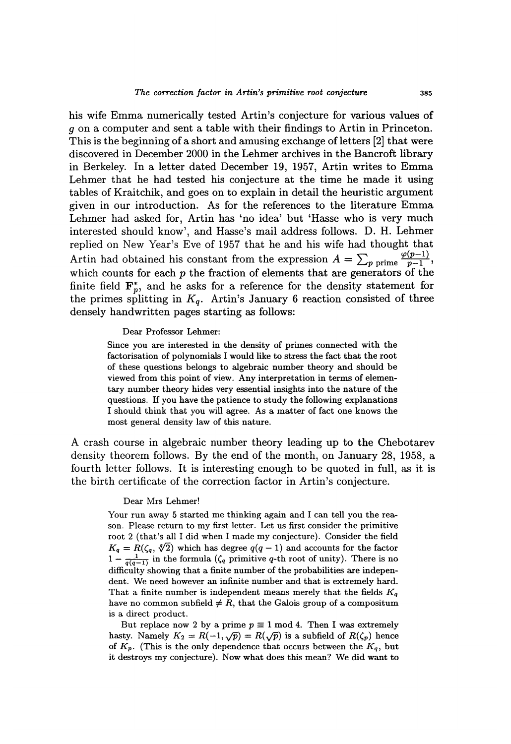his wife Emma numerically tested Artin's conjecture for various values of $g$ on a computer and sent a table with their findings to Artin in Princeton. This is the beginning of a short and amusing exchange of letters [2] that were discovered in December 2000 in the Lehmer archives in the Bancroft library in Berkeley. In a letter dated December 19, 1957, Artin writes to Emma Lehmer that he had tested his conjecture at the time he made it using tables of Kraitchik, and goes on to explain in detail the heuristic argument given in our introduction. As for the references to the literature Emma Lehmer had asked for, Artin has 'no idea' but 'Hasse who is very much interested should know', and Hasse's mail address follows. D. H. Lehmer replied on New Year's Eve of 1957 that he and his wife had thought that Artin had obtained his constant from the expression $A = \sum_{p \text{ prime}} \frac{\varphi(p-1)}{p-1}$, which counts for each $p$ the fraction of elements that are generators of the finite field $\mathbf{F}_p^*$, and he asks for a reference for the density statement for the primes splitting in $K_q$. Artin's January 6 reaction consisted of three densely handwritten pages starting as follows:

> Dear Professor Lehmer:
>
> Since you are interested in the density of primes connected with the factorisation of polynomials I would like to stress the fact that the root of these questions belongs to algebraic number theory and should be viewed from this point of view. Any interpretation in terms of elementary number theory hides very essential insights into the nature of the questions. If you have the patience to study the following explanations I should think that you will agree. As a matter of fact one knows the most general density law of this nature.

A crash course in algebraic number theory leading up to the Chebotarev density theorem follows. By the end of the month, on January 28, 1958, a fourth letter follows. It is interesting enough to be quoted in full, as it is the birth certificate of the correction factor in Artin's conjecture.

> Dear Mrs Lehmer!
>
> Your run away 5 started me thinking again and I can tell you the reason. Please return to my first letter. Let us first consider the primitive root 2 (that's all I did when I made my conjecture). Consider the field $K_q = R(\zeta_q, \sqrt[q]{2})$ which has degree $q(q-1)$ and accounts for the factor $1 - \frac{1}{q(q-1)}$ in the formula ($\zeta_q$ primitive $q$-th root of unity). There is no difficulty showing that a finite number of the probabilities are independent. We need however an infinite number and that is extremely hard. That a finite number is independent means merely that the fields $K_q$ have no common subfield $\neq R$, that the Galois group of a compositum is a direct product.
>
> But replace now 2 by a prime $p \equiv 1 \bmod 4$. Then I was extremely hasty. Namely $K_2 = R(-1, \sqrt{p}) = R(\sqrt{p})$ is a subfield of $R(\zeta_p)$ hence of $K_p$. (This is the only dependence that occurs between the $K_q$, but it destroys my conjecture). Now what does this mean? We did want to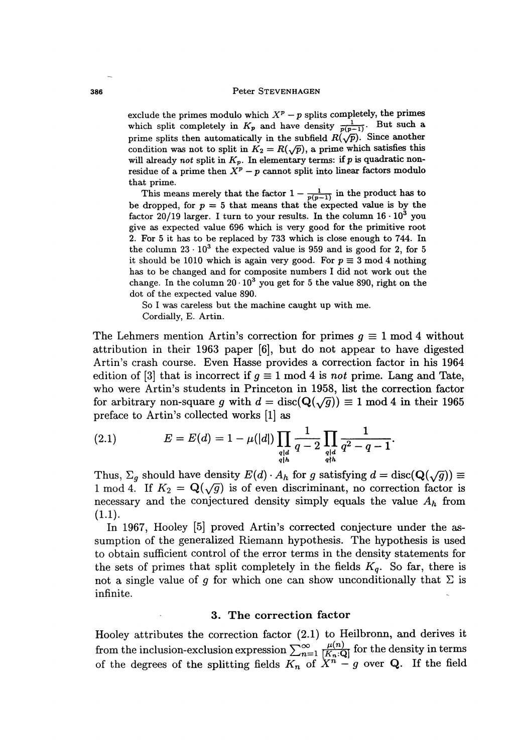exclude the primes modulo which $X^p - p$ splits completely, the primes which split completely in $K_p$ and have density $\frac{1}{p(p-1)}$. But such a prime splits then automatically in the subfield $R(\sqrt{p})$. Since another condition was not to split in $K_2 = R(\sqrt{p})$, a prime which satisfies this will already *not* split in $K_p$. In elementary terms: if $p$ is quadratic non-residue of a prime then $X^p - p$ cannot split into linear factors modulo that prime.

This means merely that the factor $1 - \frac{1}{p(p-1)}$ in the product has to be dropped, for $p = 5$ that means that the expected value is by the factor 20/19 larger. I turn to your results. In the column $16 \cdot 10^3$ you give as expected value 696 which is very good for the primitive root 2. For 5 it has to be replaced by 733 which is close enough to 744. In the column $23 \cdot 10^3$ the expected value is 959 and is good for 2, for 5 it should be 1010 which is again very good. For $p \equiv 3 \bmod 4$ nothing has to be changed and for composite numbers I did not work out the change. In the column $20 \cdot 10^3$ you get for 5 the value 890, right on the dot of the expected value 890.

So I was careless but the machine caught up with me.

Cordially, E. Artin.

The Lehmers mention Artin's correction for primes $g \equiv 1 \bmod 4$ without attribution in their 1963 paper [6], but do not appear to have digested Artin's crash course. Even Hasse provides a correction factor in his 1964 edition of [3] that is incorrect if $g \equiv 1 \bmod 4$ is *not* prime. Lang and Tate, who were Artin's students in Princeton in 1958, list the correction factor for arbitrary non-square $g$ with $d = \text{disc}(\mathbf{Q}(\sqrt{g})) \equiv 1 \bmod 4$ in their 1965 preface to Artin's collected works [1] as

$$E = E(d) = 1 - \mu(|d|) \prod_{\substack{q|d \\ q|h}} \frac{1}{q-2} \prod_{\substack{q|d \\ q\nmid h}} \frac{1}{q^2 - q - 1}. \tag{2.1}$$

Thus, $\Sigma_g$ should have density $E(d) \cdot A_h$ for $g$ satisfying $d = \text{disc}(\mathbf{Q}(\sqrt{g})) \equiv 1 \bmod 4$. If $K_2 = \mathbf{Q}(\sqrt{g})$ is of even discriminant, no correction factor is necessary and the conjectured density simply equals the value $A_h$ from (1.1).

In 1967, Hooley [5] proved Artin's corrected conjecture under the assumption of the generalized Riemann hypothesis. The hypothesis is used to obtain sufficient control of the error terms in the density statements for the sets of primes that split completely in the fields $K_q$. So far, there is not a single value of $g$ for which one can show unconditionally that $\Sigma$ is infinite.

## 3. The correction factor

Hooley attributes the correction factor (2.1) to Heilbronn, and derives it from the inclusion-exclusion expression $\sum_{n=1}^{\infty} \frac{\mu(n)}{[K_n:\mathbf{Q}]}$ for the density in terms of the degrees of the splitting fields $K_n$ of $X^n - g$ over $\mathbf{Q}$. If the field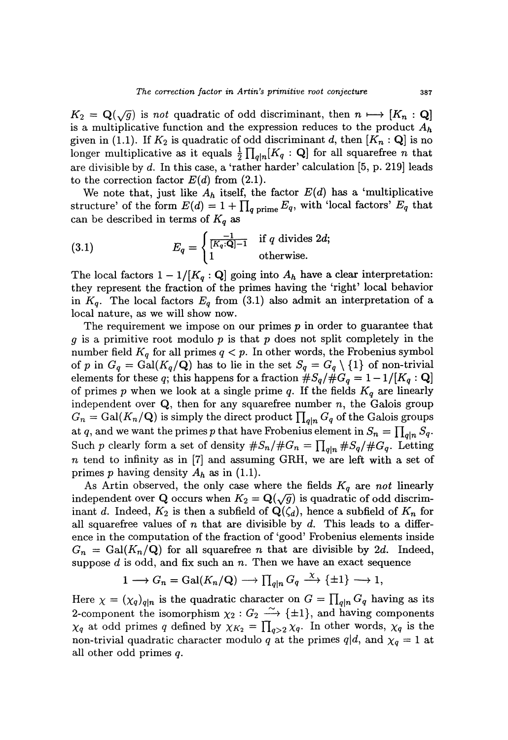$K_2 = \mathbf{Q}(\sqrt{g})$ is *not* quadratic of odd discriminant, then $n \longmapsto [K_n : \mathbf{Q}]$ is a multiplicative function and the expression reduces to the product $A_h$ given in (1.1). If $K_2$ is quadratic of odd discriminant $d$, then $[K_n : \mathbf{Q}]$ is no longer multiplicative as it equals $\frac{1}{2}\prod_{q|n}[K_q : \mathbf{Q}]$ for all squarefree $n$ that are divisible by $d$. In this case, a 'rather harder' calculation [5, p. 219] leads to the correction factor $E(d)$ from (2.1).

We note that, just like $A_h$ itself, the factor $E(d)$ has a 'multiplicative structure' of the form $E(d) = 1 + \prod_{q \text{ prime}} E_q$, with 'local factors' $E_q$ that can be described in terms of $K_q$ as

$$
E_q = \begin{cases} \frac{-1}{[K_q:\mathbf{Q}]-1} & \text{if } q \text{ divides } 2d; \\ 1 & \text{otherwise.} \end{cases} \tag{3.1}
$$

The local factors $1 - 1/[K_q : \mathbf{Q}]$ going into $A_h$ have a clear interpretation: they represent the fraction of the primes having the 'right' local behavior in $K_q$. The local factors $E_q$ from (3.1) also admit an interpretation of a local nature, as we will show now.

The requirement we impose on our primes $p$ in order to guarantee that $g$ is a primitive root modulo $p$ is that $p$ does not split completely in the number field $K_q$ for all primes $q < p$. In other words, the Frobenius symbol of $p$ in $G_q = \mathrm{Gal}(K_q/\mathbf{Q})$ has to lie in the set $S_q = G_q \setminus \{1\}$ of non-trivial elements for these $q$; this happens for a fraction $\#S_q/\#G_q = 1 - 1/[K_q : \mathbf{Q}]$ of primes $p$ when we look at a single prime $q$. If the fields $K_q$ are linearly independent over $\mathbf{Q}$, then for any squarefree number $n$, the Galois group $G_n = \mathrm{Gal}(K_n/\mathbf{Q})$ is simply the direct product $\prod_{q|n} G_q$ of the Galois groups at $q$, and we want the primes $p$ that have Frobenius element in $S_n = \prod_{q|n} S_q$. Such $p$ clearly form a set of density $\#S_n/\#G_n = \prod_{q|n} \#S_q/\#G_q$. Letting $n$ tend to infinity as in [7] and assuming GRH, we are left with a set of primes $p$ having density $A_h$ as in (1.1).

As Artin observed, the only case where the fields $K_q$ are *not* linearly independent over $\mathbf{Q}$ occurs when $K_2 = \mathbf{Q}(\sqrt{g})$ is quadratic of odd discriminant $d$. Indeed, $K_2$ is then a subfield of $\mathbf{Q}(\zeta_d)$, hence a subfield of $K_n$ for all squarefree values of $n$ that are divisible by $d$. This leads to a difference in the computation of the fraction of 'good' Frobenius elements inside $G_n = \mathrm{Gal}(K_n/\mathbf{Q})$ for all squarefree $n$ that are divisible by $2d$. Indeed, suppose $d$ is odd, and fix such an $n$. Then we have an exact sequence

$$
1 \longrightarrow G_n = \mathrm{Gal}(K_n/\mathbf{Q}) \longrightarrow \prod_{q|n} G_q \xrightarrow{\chi} \{\pm 1\} \longrightarrow 1,
$$

Here $\chi = (\chi_q)_{q|n}$ is the quadratic character on $G = \prod_{q|n} G_q$ having as its 2-component the isomorphism $\chi_2 : G_2 \xrightarrow{\sim} \{\pm 1\}$, and having components $\chi_q$ at odd primes $q$ defined by $\chi_{K_2} = \prod_{q>2} \chi_q$. In other words, $\chi_q$ is the non-trivial quadratic character modulo $q$ at the primes $q|d$, and $\chi_q = 1$ at all other odd primes $q$.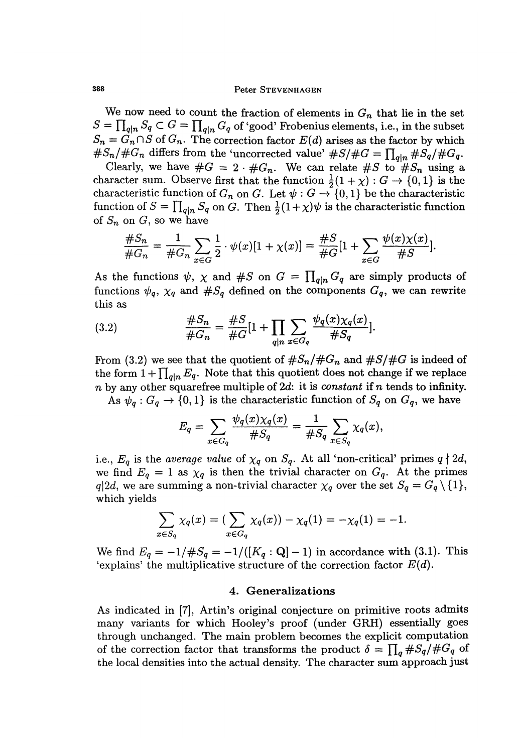We now need to count the fraction of elements in $G_n$ that lie in the set $S = \prod_{q|n} S_q \subset G = \prod_{q|n} G_q$ of 'good' Frobenius elements, i.e., in the subset $S_n = G_n \cap S$ of $G_n$. The correction factor $E(d)$ arises as the factor by which $\#S_n/\#G_n$ differs from the 'uncorrected value' $\#S/\#G = \prod_{q|n} \#S_q/\#G_q$.

Clearly, we have $\#G = 2 \cdot \#G_n$. We can relate $\#S$ to $\#S_n$ using a character sum. Observe first that the function $\frac{1}{2}(1+\chi) : G \to \{0,1\}$ is the characteristic function of $G_n$ on $G$. Let $\psi : G \to \{0,1\}$ be the characteristic function of $S = \prod_{q|n} S_q$ on $G$. Then $\frac{1}{2}(1+\chi)\psi$ is the characteristic function of $S_n$ on $G$, so we have

$$\frac{\#S_n}{\#G_n} = \frac{1}{\#G_n} \sum_{x \in G} \frac{1}{2} \cdot \psi(x)[1 + \chi(x)] = \frac{\#S}{\#G}[1 + \sum_{x \in G} \frac{\psi(x)\chi(x)}{\#S}].$$

As the functions $\psi$, $\chi$ and $\#S$ on $G = \prod_{q|n} G_q$ are simply products of functions $\psi_q$, $\chi_q$ and $\#S_q$ defined on the components $G_q$, we can rewrite this as

$$\frac{\#S_n}{\#G_n} = \frac{\#S}{\#G}[1 + \prod_{q|n} \sum_{x \in G_q} \frac{\psi_q(x)\chi_q(x)}{\#S_q}]. \tag{3.2}$$

From (3.2) we see that the quotient of $\#S_n/\#G_n$ and $\#S/\#G$ is indeed of the form $1 + \prod_{q|n} E_q$. Note that this quotient does not change if we replace $n$ by any other squarefree multiple of $2d$: it is *constant* if $n$ tends to infinity.

As $\psi_q : G_q \to \{0,1\}$ is the characteristic function of $S_q$ on $G_q$, we have

$$E_q = \sum_{x \in G_q} \frac{\psi_q(x)\chi_q(x)}{\#S_q} = \frac{1}{\#S_q} \sum_{x \in S_q} \chi_q(x),$$

i.e., $E_q$ is the *average value* of $\chi_q$ on $S_q$. At all 'non-critical' primes $q \nmid 2d$, we find $E_q = 1$ as $\chi_q$ is then the trivial character on $G_q$. At the primes $q|2d$, we are summing a non-trivial character $\chi_q$ over the set $S_q = G_q \setminus \{1\}$, which yields

$$\sum_{x \in S_q} \chi_q(x) = (\sum_{x \in G_q} \chi_q(x)) - \chi_q(1) = -\chi_q(1) = -1.$$

We find $E_q = -1/\#S_q = -1/([K_q : \mathbf{Q}] - 1)$ in accordance with (3.1). This 'explains' the multiplicative structure of the correction factor $E(d)$.

## 4. Generalizations

As indicated in [7], Artin's original conjecture on primitive roots admits many variants for which Hooley's proof (under GRH) essentially goes through unchanged. The main problem becomes the explicit computation of the correction factor that transforms the product $\delta = \prod_q \#S_q/\#G_q$ of the local densities into the actual density. The character sum approach just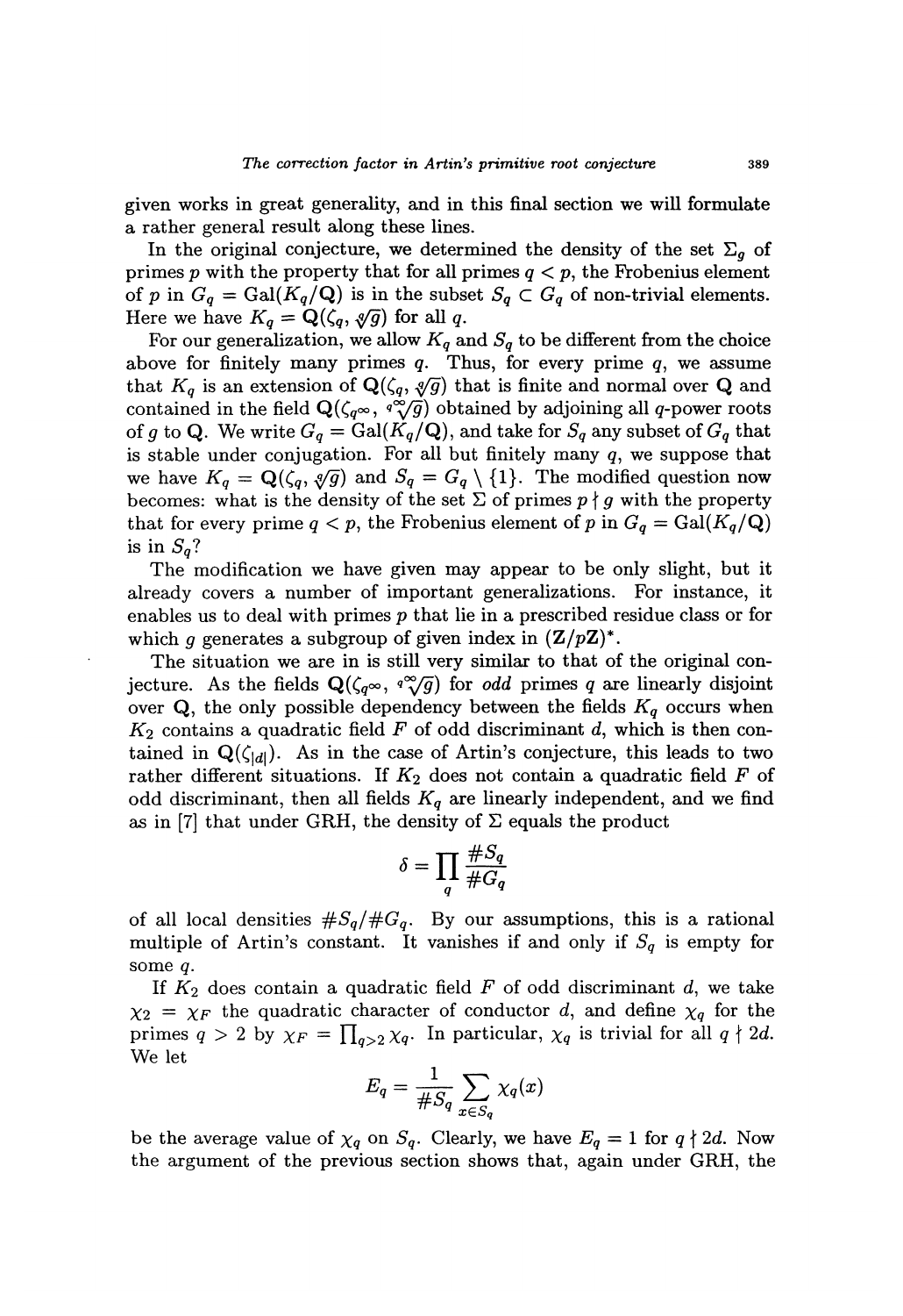given works in great generality, and in this final section we will formulate a rather general result along these lines.

In the original conjecture, we determined the density of the set $\Sigma_g$ of primes $p$ with the property that for all primes $q < p$, the Frobenius element of $p$ in $G_q = \mathrm{Gal}(K_q/\mathbf{Q})$ is in the subset $S_q \subset G_q$ of non-trivial elements. Here we have $K_q = \mathbf{Q}(\zeta_q, \sqrt[q]{g})$ for all $q$.

For our generalization, we allow $K_q$ and $S_q$ to be different from the choice above for finitely many primes $q$. Thus, for every prime $q$, we assume that $K_q$ is an extension of $\mathbf{Q}(\zeta_q, \sqrt[q]{g})$ that is finite and normal over $\mathbf{Q}$ and contained in the field $\mathbf{Q}(\zeta_{q^\infty}, \sqrt[q^\infty]{g})$ obtained by adjoining all $q$-power roots of $g$ to $\mathbf{Q}$. We write $G_q = \mathrm{Gal}(K_q/\mathbf{Q})$, and take for $S_q$ any subset of $G_q$ that is stable under conjugation. For all but finitely many $q$, we suppose that we have $K_q = \mathbf{Q}(\zeta_q, \sqrt[q]{g})$ and $S_q = G_q \setminus \{1\}$. The modified question now becomes: what is the density of the set $\Sigma$ of primes $p \nmid g$ with the property that for every prime $q < p$, the Frobenius element of $p$ in $G_q = \mathrm{Gal}(K_q/\mathbf{Q})$ is in $S_q$?

The modification we have given may appear to be only slight, but it already covers a number of important generalizations. For instance, it enables us to deal with primes $p$ that lie in a prescribed residue class or for which $g$ generates a subgroup of given index in $(\mathbf{Z}/p\mathbf{Z})^*$.

The situation we are in is still very similar to that of the original conjecture. As the fields $\mathbf{Q}(\zeta_{q^\infty}, \sqrt[q^\infty]{g})$ for *odd* primes $q$ are linearly disjoint over $\mathbf{Q}$, the only possible dependency between the fields $K_q$ occurs when $K_2$ contains a quadratic field $F$ of odd discriminant $d$, which is then contained in $\mathbf{Q}(\zeta_{|d|})$. As in the case of Artin's conjecture, this leads to two rather different situations. If $K_2$ does not contain a quadratic field $F$ of odd discriminant, then all fields $K_q$ are linearly independent, and we find as in [7] that under GRH, the density of $\Sigma$ equals the product

$$\delta = \prod_q \frac{\#S_q}{\#G_q}$$

of all local densities $\#S_q/\#G_q$. By our assumptions, this is a rational multiple of Artin's constant. It vanishes if and only if $S_q$ is empty for some $q$.

If $K_2$ does contain a quadratic field $F$ of odd discriminant $d$, we take $\chi_2 = \chi_F$ the quadratic character of conductor $d$, and define $\chi_q$ for the primes $q > 2$ by $\chi_F = \prod_{q>2} \chi_q$. In particular, $\chi_q$ is trivial for all $q \nmid 2d$. We let

$$E_q = \frac{1}{\#S_q} \sum_{x \in S_q} \chi_q(x)$$

be the average value of $\chi_q$ on $S_q$. Clearly, we have $E_q = 1$ for $q \nmid 2d$. Now the argument of the previous section shows that, again under GRH, the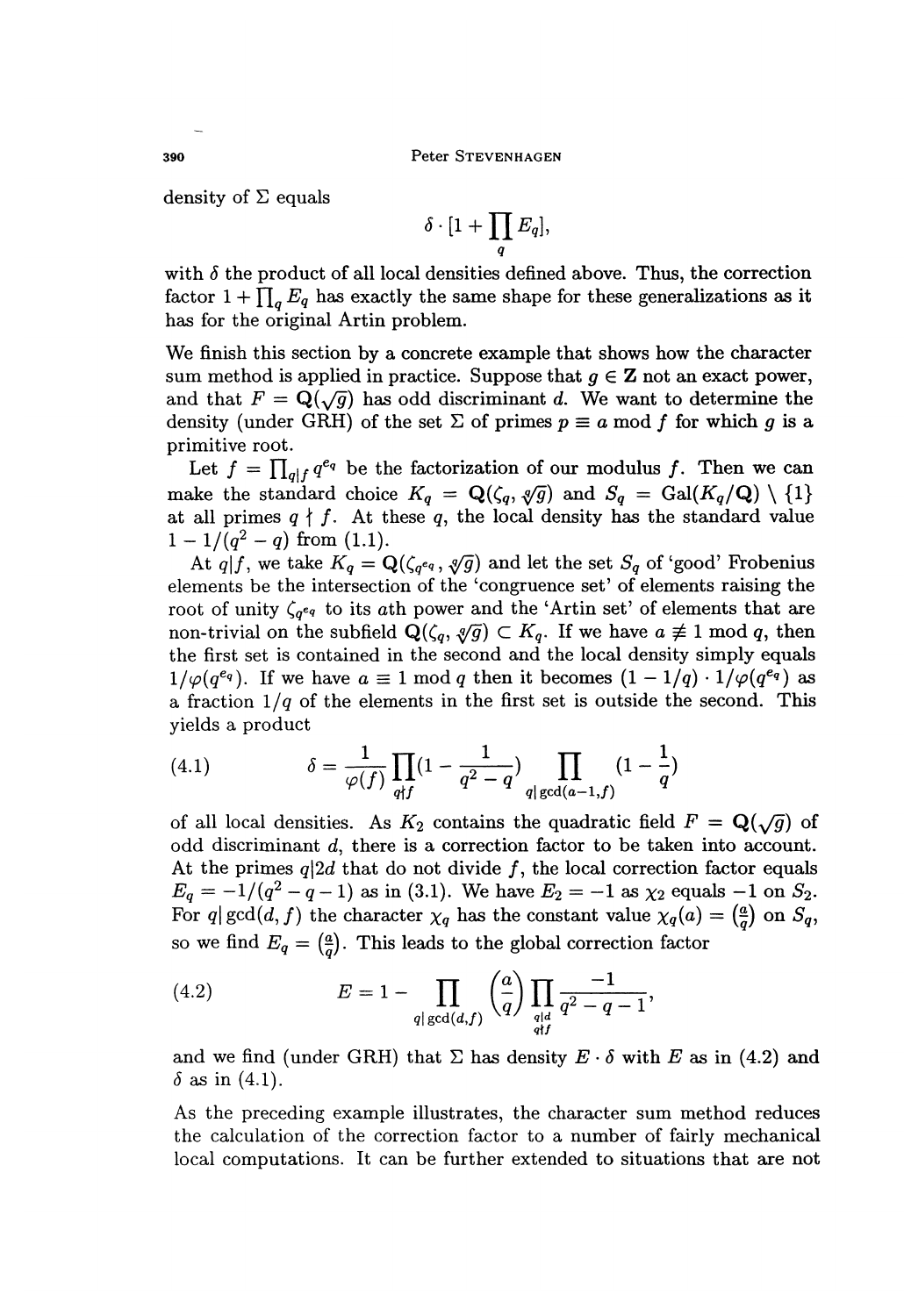density of $\Sigma$ equals

$$\delta \cdot [1 + \prod_q E_q],$$

with $\delta$ the product of all local densities defined above. Thus, the correction factor $1 + \prod_q E_q$ has exactly the same shape for these generalizations as it has for the original Artin problem.

We finish this section by a concrete example that shows how the character sum method is applied in practice. Suppose that $g \in \mathbf{Z}$ not an exact power, and that $F = \mathbf{Q}(\sqrt{g})$ has odd discriminant $d$. We want to determine the density (under GRH) of the set $\Sigma$ of primes $p \equiv a \bmod f$ for which $g$ is a primitive root.

Let $f = \prod_{q|f} q^{e_q}$ be the factorization of our modulus $f$. Then we can make the standard choice $K_q = \mathbf{Q}(\zeta_q, \sqrt[q]{g})$ and $S_q = \mathrm{Gal}(K_q/\mathbf{Q}) \setminus \{1\}$ at all primes $q \nmid f$. At these $q$, the local density has the standard value $1 - 1/(q^2 - q)$ from (1.1).

At $q|f$, we take $K_q = \mathbf{Q}(\zeta_{q^{e_q}}, \sqrt[q]{g})$ and let the set $S_q$ of 'good' Frobenius elements be the intersection of the 'congruence set' of elements raising the root of unity $\zeta_{q^{e_q}}$ to its $a$th power and the 'Artin set' of elements that are non-trivial on the subfield $\mathbf{Q}(\zeta_q, \sqrt[q]{g}) \subset K_q$. If we have $a \not\equiv 1 \bmod q$, then the first set is contained in the second and the local density simply equals $1/\varphi(q^{e_q})$. If we have $a \equiv 1 \bmod q$ then it becomes $(1 - 1/q) \cdot 1/\varphi(q^{e_q})$ as a fraction $1/q$ of the elements in the first set is outside the second. This yields a product

$$\delta = \frac{1}{\varphi(f)} \prod_{q \nmid f} (1 - \frac{1}{q^2 - q}) \prod_{q | \gcd(a-1, f)} (1 - \frac{1}{q}) \tag{4.1}$$

of all local densities. As $K_2$ contains the quadratic field $F = \mathbf{Q}(\sqrt{g})$ of odd discriminant $d$, there is a correction factor to be taken into account. At the primes $q|2d$ that do not divide $f$, the local correction factor equals $E_q = -1/(q^2 - q - 1)$ as in (3.1). We have $E_2 = -1$ as $\chi_2$ equals $-1$ on $S_2$. For $q|\gcd(d, f)$ the character $\chi_q$ has the constant value $\chi_q(a) = \left(\frac{a}{q}\right)$ on $S_q$, so we find $E_q = \left(\frac{a}{q}\right)$. This leads to the global correction factor

$$E = 1 - \prod_{q|\gcd(d,f)} \left(\frac{a}{q}\right) \prod_{\substack{q|d \\ q \nmid f}} \frac{-1}{q^2 - q - 1}, \tag{4.2}$$

and we find (under GRH) that $\Sigma$ has density $E \cdot \delta$ with $E$ as in (4.2) and $\delta$ as in (4.1).

As the preceding example illustrates, the character sum method reduces the calculation of the correction factor to a number of fairly mechanical local computations. It can be further extended to situations that are not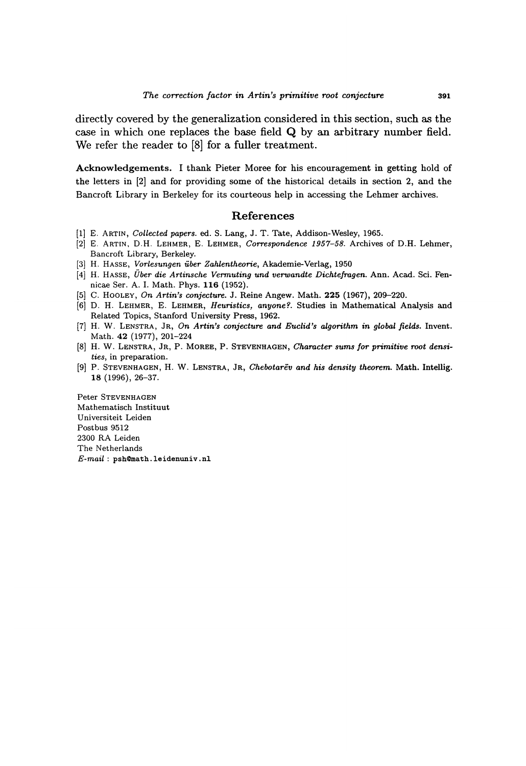directly covered by the generalization considered in this section, such as the case in which one replaces the base field $\mathbf{Q}$ by an arbitrary number field. We refer the reader to [8] for a fuller treatment.

**Acknowledgements.** I thank Pieter Moree for his encouragement in getting hold of the letters in [2] and for providing some of the historical details in section 2, and the Bancroft Library in Berkeley for its courteous help in accessing the Lehmer archives.

## References

[1] E. Artin, *Collected papers.* ed. S. Lang, J. T. Tate, Addison-Wesley, 1965.

[2] E. Artin, D.H. Lehmer, E. Lehmer, *Correspondence 1957–58.* Archives of D.H. Lehmer, Bancroft Library, Berkeley.

[3] H. Hasse, *Vorlesungen über Zahlentheorie*, Akademie-Verlag, 1950

[4] H. Hasse, *Über die Artinsche Vermuting und verwandte Dichtefragen.* Ann. Acad. Sci. Fennicae Ser. A. I. Math. Phys. **116** (1952).

[5] C. Hooley, *On Artin's conjecture.* J. Reine Angew. Math. **225** (1967), 209–220.

[6] D. H. Lehmer, E. Lehmer, *Heuristics, anyone?.* Studies in Mathematical Analysis and Related Topics, Stanford University Press, 1962.

[7] H. W. Lenstra, Jr, *On Artin's conjecture and Euclid's algorithm in global fields.* Invent. Math. **42** (1977), 201–224

[8] H. W. Lenstra, Jr, P. Moree, P. Stevenhagen, *Character sums for primitive root densities*, in preparation.

[9] P. Stevenhagen, H. W. Lenstra, Jr, *Chebotarëv and his density theorem.* Math. Intellig. **18** (1996), 26–37.

Peter Stevenhagen
Mathematisch Instituut
Universiteit Leiden
Postbus 9512
2300 RA Leiden
The Netherlands
*E-mail* : psh@math.leidenuniv.nl